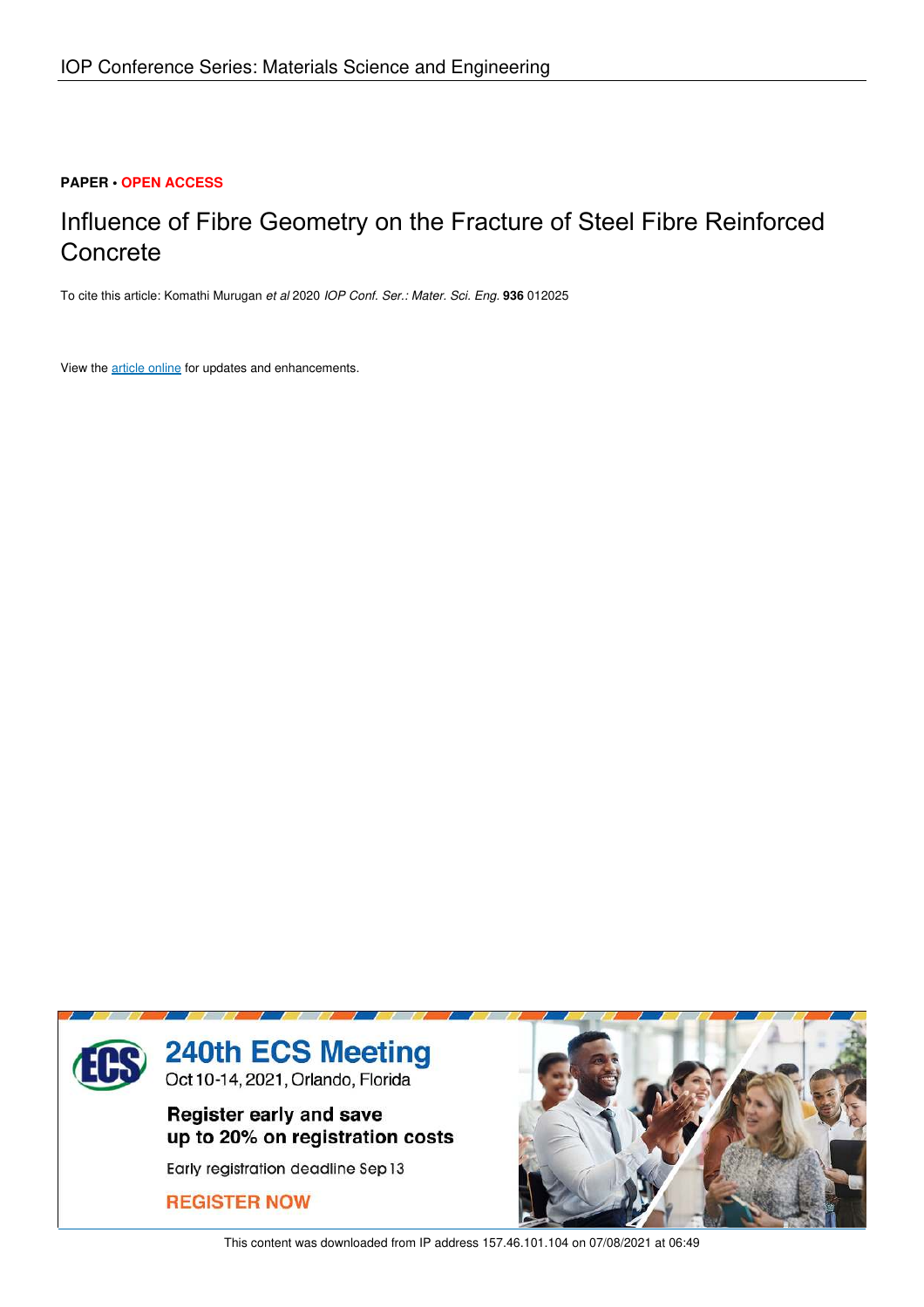IOP Conference Series: Materials Science and Engineering

**PAPER** • **OPEN ACCESS**

# Influence of Fibre Geometry on the Fracture of Steel Fibre Reinforced Concrete

To cite this article: Komathi Murugan *et al* 2020 *IOP Conf. Ser.: Mater. Sci. Eng.* **936** 012025

View the article online for updates and enhancements.

**240th ECS Meeting**
Oct 10-14, 2021, Orlando, Florida

**Register early and save up to 20% on registration costs**

Early registration deadline Sep 13

**REGISTER NOW**

This content was downloaded from IP address 157.46.101.104 on 07/08/2021 at 06:49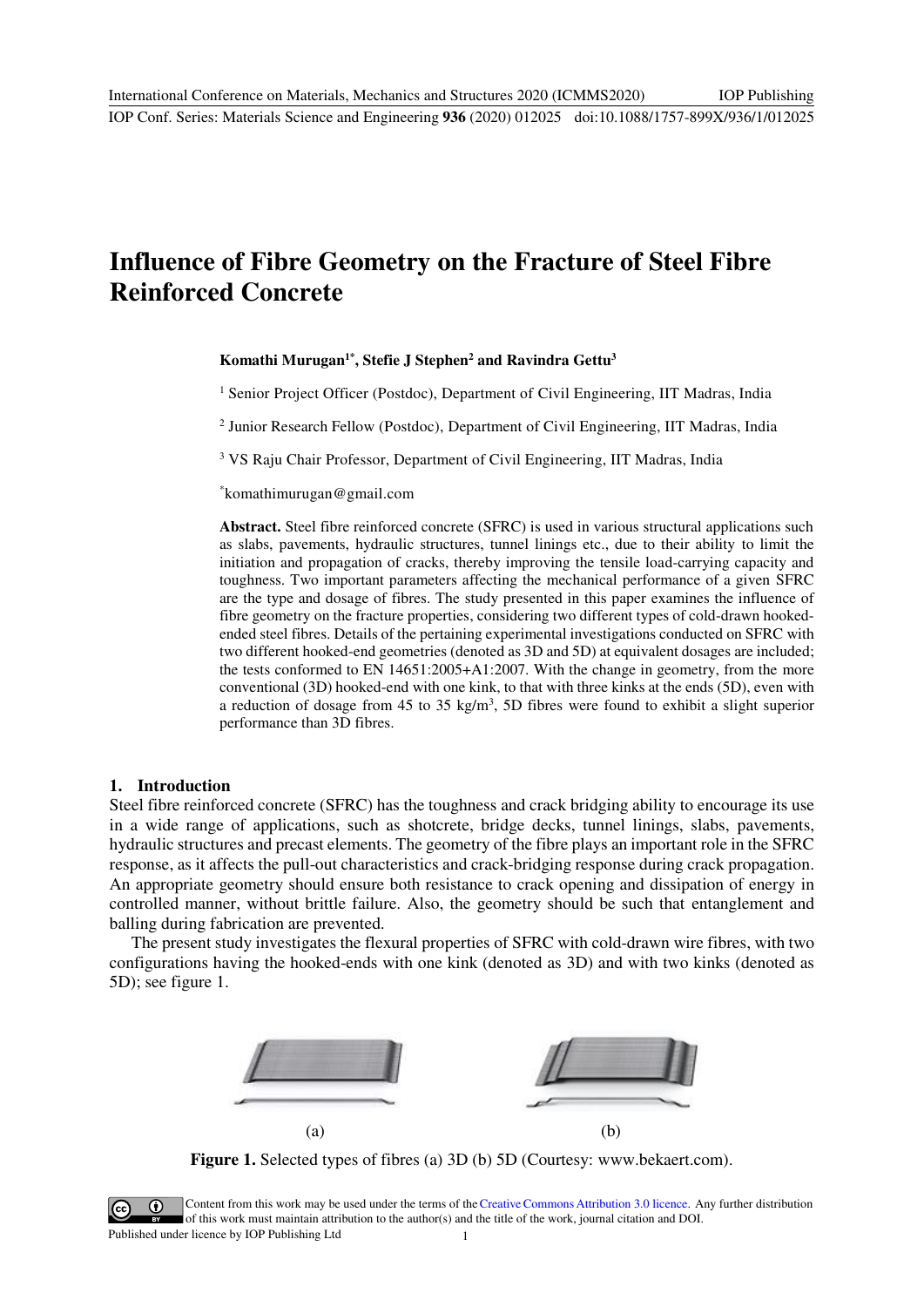# Influence of Fibre Geometry on the Fracture of Steel Fibre Reinforced Concrete

**Komathi Murugan[1*], Stefie J Stephen[2] and Ravindra Gettu[3]**

[1] Senior Project Officer (Postdoc), Department of Civil Engineering, IIT Madras, India

[2] Junior Research Fellow (Postdoc), Department of Civil Engineering, IIT Madras, India

[3] VS Raju Chair Professor, Department of Civil Engineering, IIT Madras, India

[*]komathimurugan@gmail.com

**Abstract.** Steel fibre reinforced concrete (SFRC) is used in various structural applications such as slabs, pavements, hydraulic structures, tunnel linings etc., due to their ability to limit the initiation and propagation of cracks, thereby improving the tensile load-carrying capacity and toughness. Two important parameters affecting the mechanical performance of a given SFRC are the type and dosage of fibres. The study presented in this paper examines the influence of fibre geometry on the fracture properties, considering two different types of cold-drawn hooked-ended steel fibres. Details of the pertaining experimental investigations conducted on SFRC with two different hooked-end geometries (denoted as 3D and 5D) at equivalent dosages are included; the tests conformed to EN 14651:2005+A1:2007. With the change in geometry, from the more conventional (3D) hooked-end with one kink, to that with three kinks at the ends (5D), even with a reduction of dosage from 45 to 35 kg/m$^3$, 5D fibres were found to exhibit a slight superior performance than 3D fibres.

## 1. Introduction

Steel fibre reinforced concrete (SFRC) has the toughness and crack bridging ability to encourage its use in a wide range of applications, such as shotcrete, bridge decks, tunnel linings, slabs, pavements, hydraulic structures and precast elements. The geometry of the fibre plays an important role in the SFRC response, as it affects the pull-out characteristics and crack-bridging response during crack propagation. An appropriate geometry should ensure both resistance to crack opening and dissipation of energy in controlled manner, without brittle failure. Also, the geometry should be such that entanglement and balling during fabrication are prevented.

The present study investigates the flexural properties of SFRC with cold-drawn wire fibres, with two configurations having the hooked-ends with one kink (denoted as 3D) and with two kinks (denoted as 5D); see figure 1.

(a) (b)

**Figure 1.** Selected types of fibres (a) 3D (b) 5D (Courtesy: www.bekaert.com).

Content from this work may be used under the terms of the Creative Commons Attribution 3.0 licence. Any further distribution of this work must maintain attribution to the author(s) and the title of the work, journal citation and DOI.
Published under licence by IOP Publishing Ltd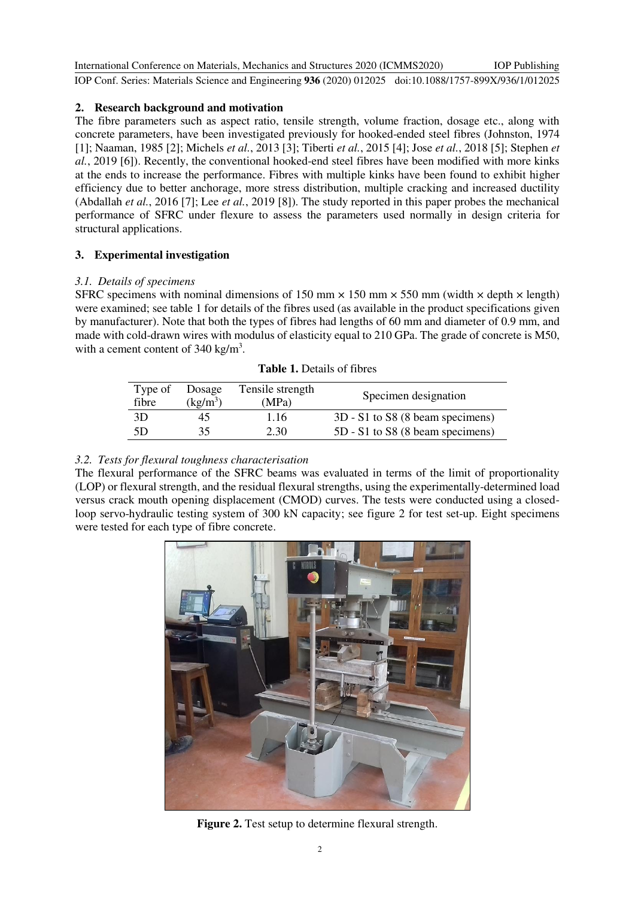## 2. Research background and motivation

The fibre parameters such as aspect ratio, tensile strength, volume fraction, dosage etc., along with concrete parameters, have been investigated previously for hooked-ended steel fibres (Johnston, 1974 [1]; Naaman, 1985 [2]; Michels *et al.*, 2013 [3]; Tiberti *et al.*, 2015 [4]; Jose *et al.*, 2018 [5]; Stephen *et al.*, 2019 [6]). Recently, the conventional hooked-end steel fibres have been modified with more kinks at the ends to increase the performance. Fibres with multiple kinks have been found to exhibit higher efficiency due to better anchorage, more stress distribution, multiple cracking and increased ductility (Abdallah *et al.*, 2016 [7]; Lee *et al.*, 2019 [8]). The study reported in this paper probes the mechanical performance of SFRC under flexure to assess the parameters used normally in design criteria for structural applications.

## 3. Experimental investigation

### *3.1. Details of specimens*

SFRC specimens with nominal dimensions of 150 mm × 150 mm × 550 mm (width × depth × length) were examined; see table 1 for details of the fibres used (as available in the product specifications given by manufacturer). Note that both the types of fibres had lengths of 60 mm and diameter of 0.9 mm, and made with cold-drawn wires with modulus of elasticity equal to 210 GPa. The grade of concrete is M50, with a cement content of 340 kg/m$^3$.

**Table 1.** Details of fibres

| Type of fibre | Dosage (kg/m$^3$) | Tensile strength (MPa) | Specimen designation |
|---|---|---|---|
| 3D | 45 | 1.16 | 3D - S1 to S8 (8 beam specimens) |
| 5D | 35 | 2.30 | 5D - S1 to S8 (8 beam specimens) |

### *3.2. Tests for flexural toughness characterisation*

The flexural performance of the SFRC beams was evaluated in terms of the limit of proportionality (LOP) or flexural strength, and the residual flexural strengths, using the experimentally-determined load versus crack mouth opening displacement (CMOD) curves. The tests were conducted using a closed-loop servo-hydraulic testing system of 300 kN capacity; see figure 2 for test set-up. Eight specimens were tested for each type of fibre concrete.

**Figure 2.** Test setup to determine flexural strength.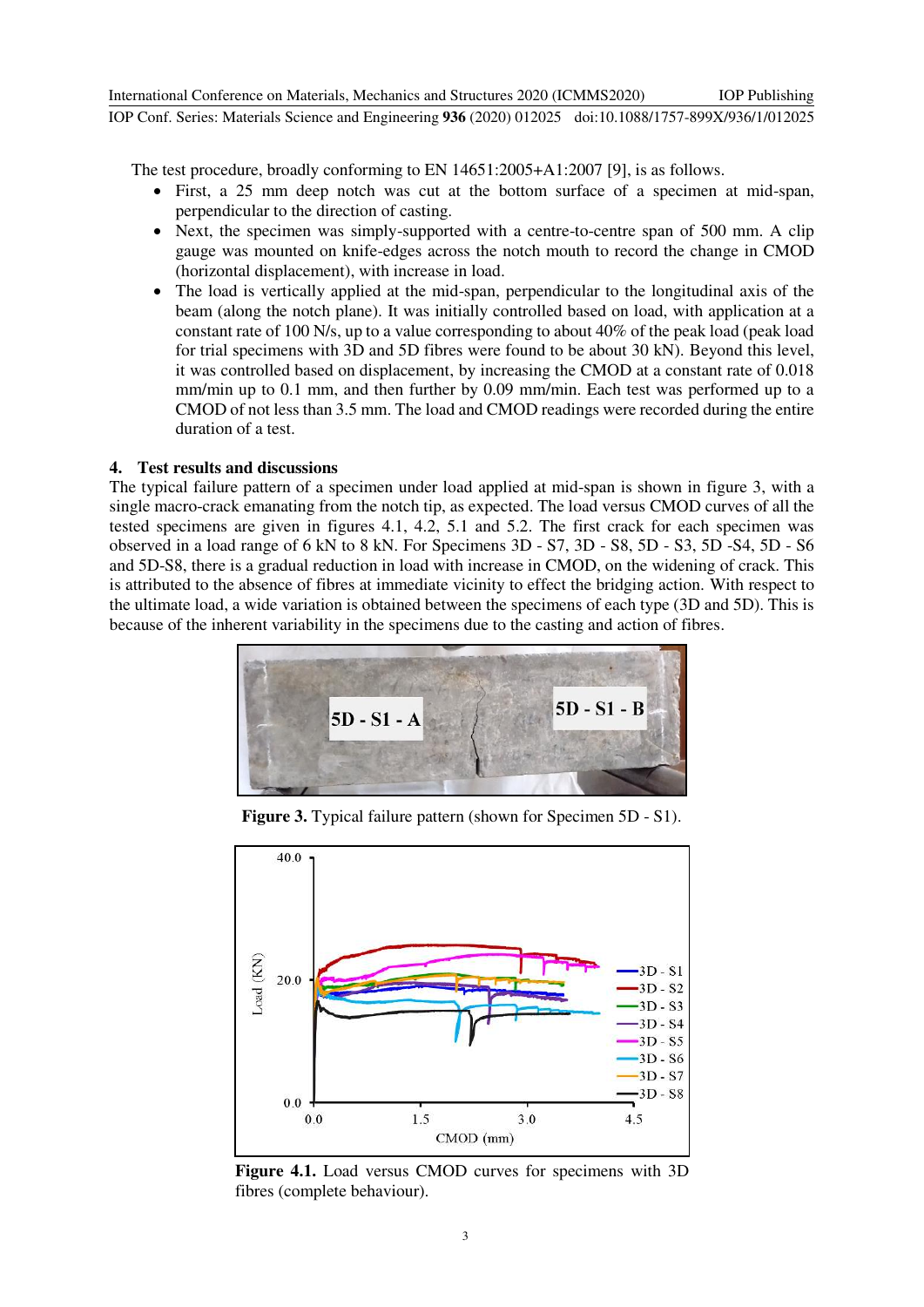The test procedure, broadly conforming to EN 14651:2005+A1:2007 [9], is as follows.

- First, a 25 mm deep notch was cut at the bottom surface of a specimen at mid-span, perpendicular to the direction of casting.
- Next, the specimen was simply-supported with a centre-to-centre span of 500 mm. A clip gauge was mounted on knife-edges across the notch mouth to record the change in CMOD (horizontal displacement), with increase in load.
- The load is vertically applied at the mid-span, perpendicular to the longitudinal axis of the beam (along the notch plane). It was initially controlled based on load, with application at a constant rate of 100 N/s, up to a value corresponding to about 40% of the peak load (peak load for trial specimens with 3D and 5D fibres were found to be about 30 kN). Beyond this level, it was controlled based on displacement, by increasing the CMOD at a constant rate of 0.018 mm/min up to 0.1 mm, and then further by 0.09 mm/min. Each test was performed up to a CMOD of not less than 3.5 mm. The load and CMOD readings were recorded during the entire duration of a test.

## 4. Test results and discussions

The typical failure pattern of a specimen under load applied at mid-span is shown in figure 3, with a single macro-crack emanating from the notch tip, as expected. The load versus CMOD curves of all the tested specimens are given in figures 4.1, 4.2, 5.1 and 5.2. The first crack for each specimen was observed in a load range of 6 kN to 8 kN. For Specimens 3D - S7, 3D - S8, 5D - S3, 5D -S4, 5D - S6 and 5D-S8, there is a gradual reduction in load with increase in CMOD, on the widening of crack. This is attributed to the absence of fibres at immediate vicinity to effect the bridging action. With respect to the ultimate load, a wide variation is obtained between the specimens of each type (3D and 5D). This is because of the inherent variability in the specimens due to the casting and action of fibres.

**Figure 3.** Typical failure pattern (shown for Specimen 5D - S1).

**Figure 4.1.** Load versus CMOD curves for specimens with 3D fibres (complete behaviour).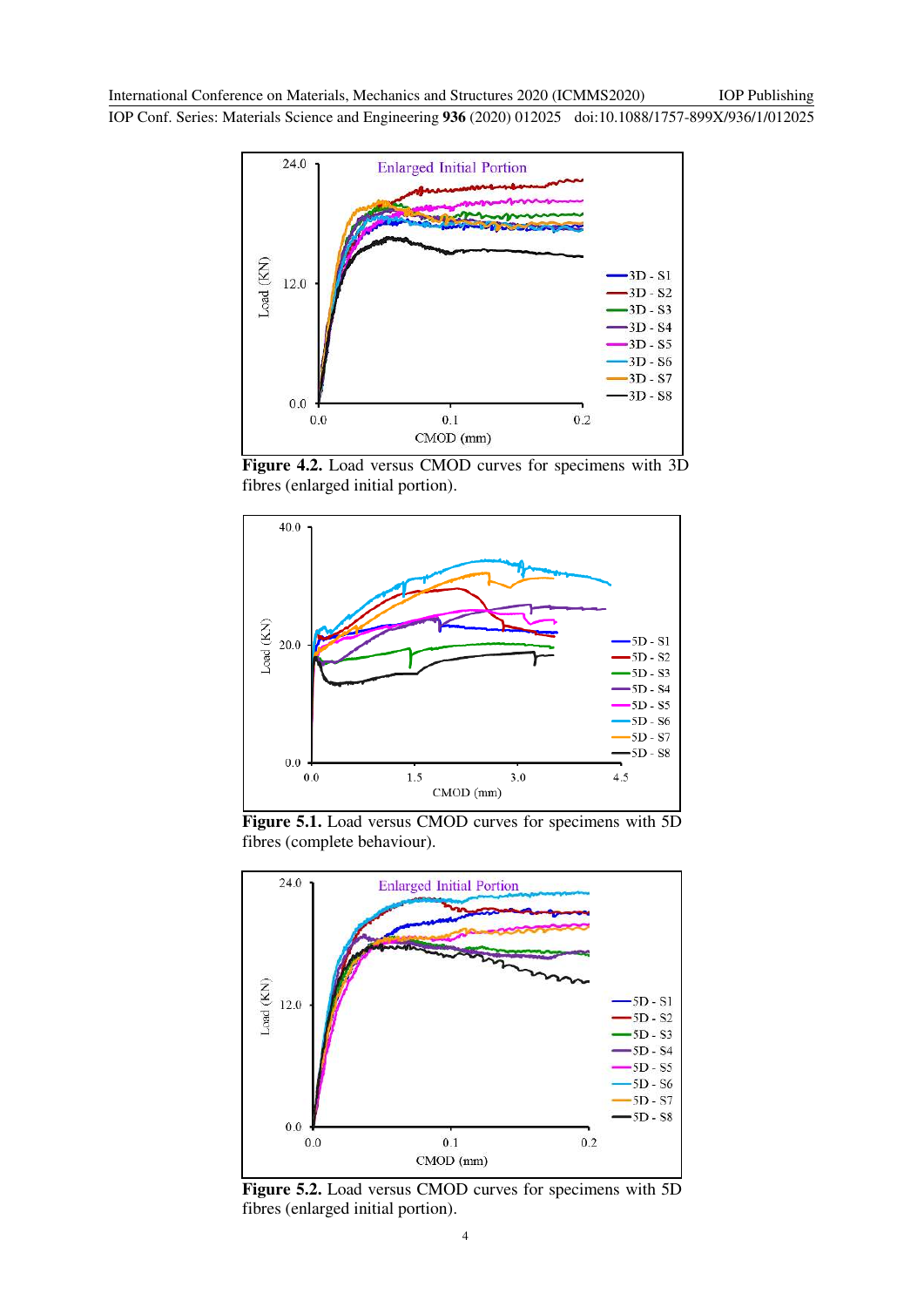**Figure 4.2.** Load versus CMOD curves for specimens with 3D fibres (enlarged initial portion).

**Figure 5.1.** Load versus CMOD curves for specimens with 5D fibres (complete behaviour).

**Figure 5.2.** Load versus CMOD curves for specimens with 5D fibres (enlarged initial portion).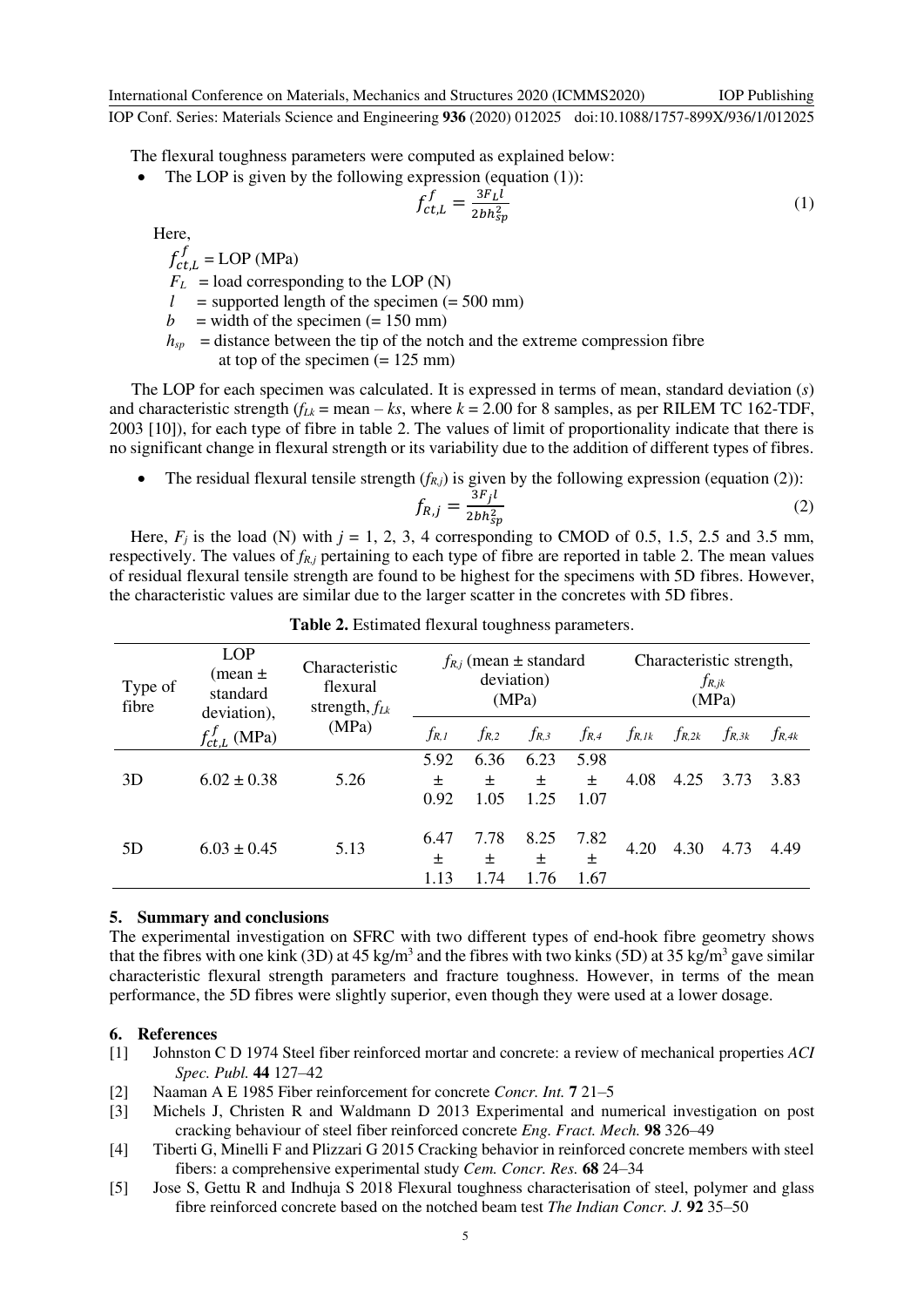The flexural toughness parameters were computed as explained below:

- The LOP is given by the following expression (equation (1)):

$$f_{ct,L}^{f} = \frac{3F_L l}{2bh_{sp}^2} \tag{1}$$

Here,

$f_{ct,L}^{f}$ = LOP (MPa)
$F_L$ = load corresponding to the LOP (N)
$l$ = supported length of the specimen (= 500 mm)
$b$ = width of the specimen (= 150 mm)
$h_{sp}$ = distance between the tip of the notch and the extreme compression fibre at top of the specimen (= 125 mm)

The LOP for each specimen was calculated. It is expressed in terms of mean, standard deviation ($s$) and characteristic strength ($f_{Lk}$ = mean – $ks$, where $k$ = 2.00 for 8 samples, as per RILEM TC 162-TDF, 2003 [10]), for each type of fibre in table 2. The values of limit of proportionality indicate that there is no significant change in flexural strength or its variability due to the addition of different types of fibres.

- The residual flexural tensile strength ($f_{R,j}$) is given by the following expression (equation (2)):

$$f_{R,j} = \frac{3F_j l}{2bh_{sp}^2} \tag{2}$$

Here, $F_j$ is the load (N) with $j$ = 1, 2, 3, 4 corresponding to CMOD of 0.5, 1.5, 2.5 and 3.5 mm, respectively. The values of $f_{R,j}$ pertaining to each type of fibre are reported in table 2. The mean values of residual flexural tensile strength are found to be highest for the specimens with 5D fibres. However, the characteristic values are similar due to the larger scatter in the concretes with 5D fibres.

**Table 2.** Estimated flexural toughness parameters.

| Type of fibre | LOP (mean ± standard deviation), $f_{ct,L}^{f}$ (MPa) | Characteristic flexural strength, $f_{Lk}$ (MPa) | $f_{R,j}$ (mean ± standard deviation) (MPa) | | | | Characteristic strength, $f_{R,jk}$ (MPa) | | | |
|---|---|---|---|---|---|---|---|---|---|---|
| | | | $f_{R,1}$ | $f_{R,2}$ | $f_{R,3}$ | $f_{R,4}$ | $f_{R,1k}$ | $f_{R,2k}$ | $f_{R,3k}$ | $f_{R,4k}$ |
| 3D | 6.02 ± 0.38 | 5.26 | 5.92 ± 0.92 | 6.36 ± 1.05 | 6.23 ± 1.25 | 5.98 ± 1.07 | 4.08 | 4.25 | 3.73 | 3.83 |
| 5D | 6.03 ± 0.45 | 5.13 | 6.47 ± 1.13 | 7.78 ± 1.74 | 8.25 ± 1.76 | 7.82 ± 1.67 | 4.20 | 4.30 | 4.73 | 4.49 |

## 5. Summary and conclusions

The experimental investigation on SFRC with two different types of end-hook fibre geometry shows that the fibres with one kink (3D) at 45 kg/m$^3$ and the fibres with two kinks (5D) at 35 kg/m$^3$ gave similar characteristic flexural strength parameters and fracture toughness. However, in terms of the mean performance, the 5D fibres were slightly superior, even though they were used at a lower dosage.

## 6. References

[1] Johnston C D 1974 Steel fiber reinforced mortar and concrete: a review of mechanical properties *ACI Spec. Publ.* **44** 127–42

[2] Naaman A E 1985 Fiber reinforcement for concrete *Concr. Int.* **7** 21–5

[3] Michels J, Christen R and Waldmann D 2013 Experimental and numerical investigation on post cracking behaviour of steel fiber reinforced concrete *Eng. Fract. Mech.* **98** 326–49

[4] Tiberti G, Minelli F and Plizzari G 2015 Cracking behavior in reinforced concrete members with steel fibers: a comprehensive experimental study *Cem. Concr. Res.* **68** 24–34

[5] Jose S, Gettu R and Indhuja S 2018 Flexural toughness characterisation of steel, polymer and glass fibre reinforced concrete based on the notched beam test *The Indian Concr. J.* **92** 35–50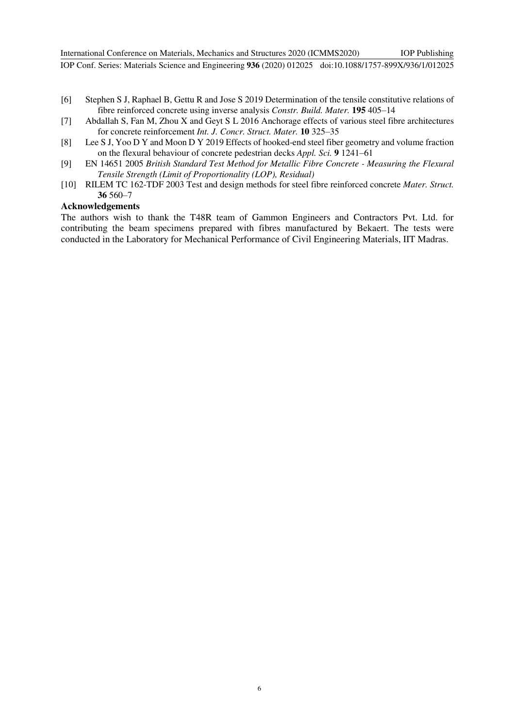[6] Stephen S J, Raphael B, Gettu R and Jose S 2019 Determination of the tensile constitutive relations of fibre reinforced concrete using inverse analysis *Constr. Build. Mater.* **195** 405–14

[7] Abdallah S, Fan M, Zhou X and Geyt S L 2016 Anchorage effects of various steel fibre architectures for concrete reinforcement *Int. J. Concr. Struct. Mater.* **10** 325–35

[8] Lee S J, Yoo D Y and Moon D Y 2019 Effects of hooked-end steel fiber geometry and volume fraction on the flexural behaviour of concrete pedestrian decks *Appl. Sci.* **9** 1241–61

[9] EN 14651 2005 *British Standard Test Method for Metallic Fibre Concrete - Measuring the Flexural Tensile Strength (Limit of Proportionality (LOP), Residual)*

[10] RILEM TC 162-TDF 2003 Test and design methods for steel fibre reinforced concrete *Mater. Struct.* **36** 560–7

## Acknowledgements

The authors wish to thank the T48R team of Gammon Engineers and Contractors Pvt. Ltd. for contributing the beam specimens prepared with fibres manufactured by Bekaert. The tests were conducted in the Laboratory for Mechanical Performance of Civil Engineering Materials, IIT Madras.